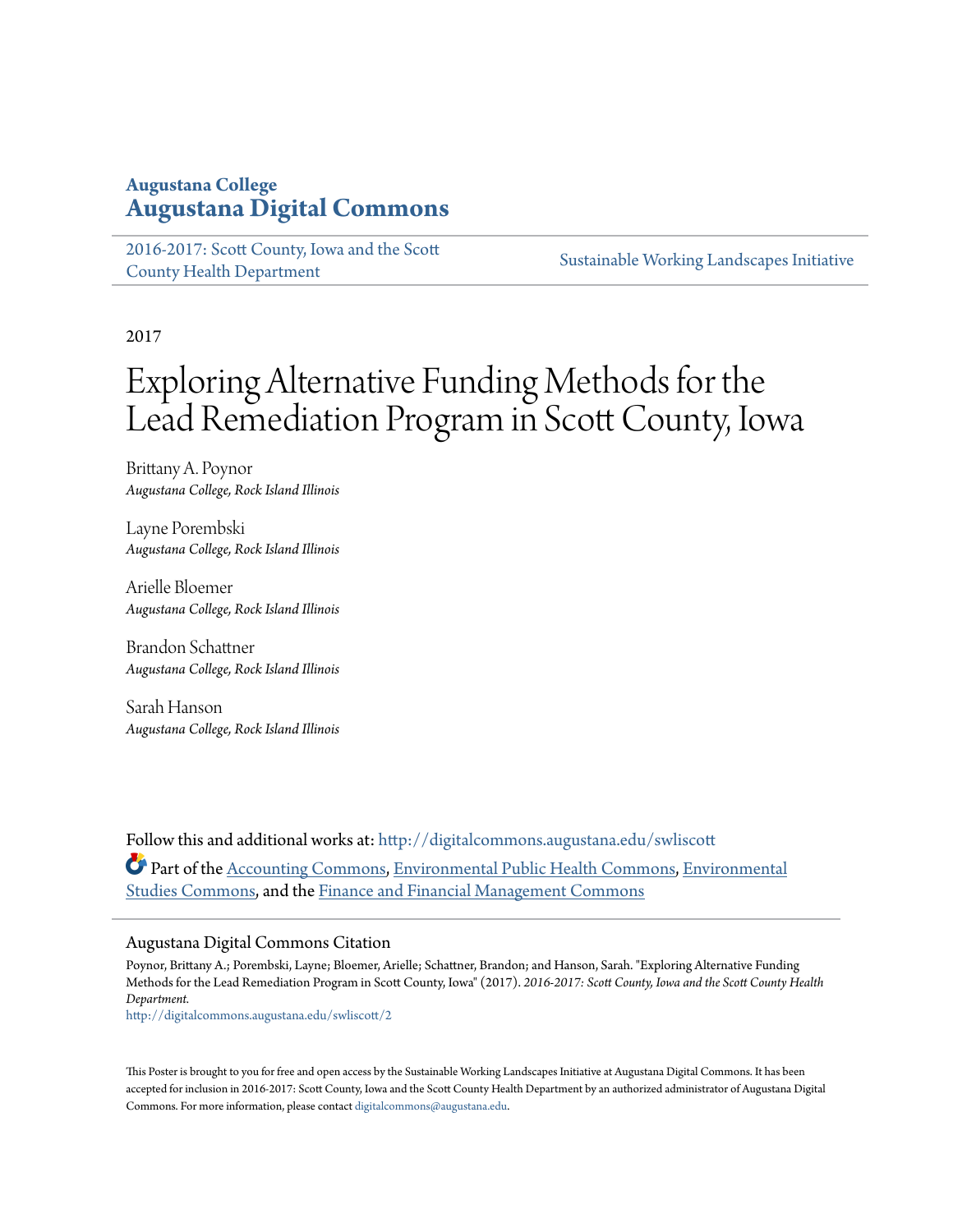**Augustana College**
**Augustana Digital Commons**

2016-2017: Scott County, Iowa and the Scott County Health Department | Sustainable Working Landscapes Initiative

2017

# Exploring Alternative Funding Methods for the Lead Remediation Program in Scott County, Iowa

Brittany A. Poynor
*Augustana College, Rock Island Illinois*

Layne Porembski
*Augustana College, Rock Island Illinois*

Arielle Bloemer
*Augustana College, Rock Island Illinois*

Brandon Schattner
*Augustana College, Rock Island Illinois*

Sarah Hanson
*Augustana College, Rock Island Illinois*

Follow this and additional works at: http://digitalcommons.augustana.edu/swliscott

Part of the Accounting Commons, Environmental Public Health Commons, Environmental Studies Commons, and the Finance and Financial Management Commons

## Augustana Digital Commons Citation

Poynor, Brittany A.; Porembski, Layne; Bloemer, Arielle; Schattner, Brandon; and Hanson, Sarah. "Exploring Alternative Funding Methods for the Lead Remediation Program in Scott County, Iowa" (2017). *2016-2017: Scott County, Iowa and the Scott County Health Department.*
http://digitalcommons.augustana.edu/swliscott/2

This Poster is brought to you for free and open access by the Sustainable Working Landscapes Initiative at Augustana Digital Commons. It has been accepted for inclusion in 2016-2017: Scott County, Iowa and the Scott County Health Department by an authorized administrator of Augustana Digital Commons. For more information, please contact digitalcommons@augustana.edu.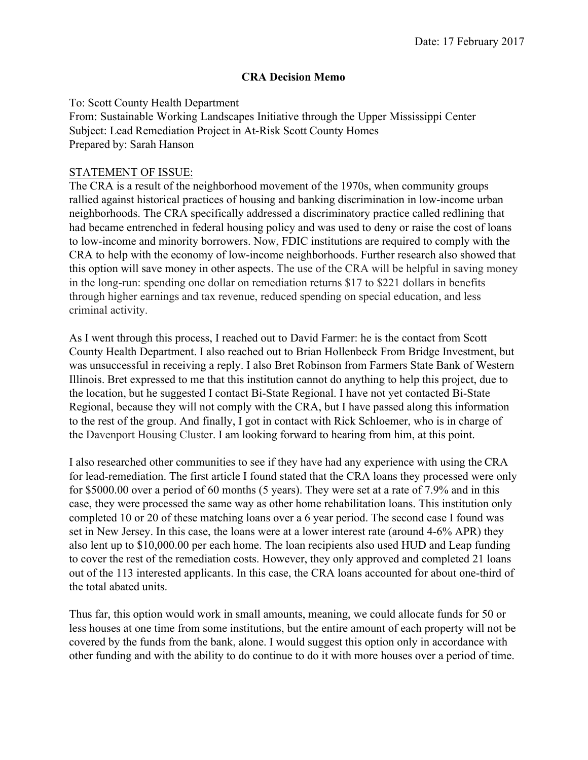Date: 17 February 2017

**CRA Decision Memo**

To: Scott County Health Department
From: Sustainable Working Landscapes Initiative through the Upper Mississippi Center
Subject: Lead Remediation Project in At-Risk Scott County Homes
Prepared by: Sarah Hanson

STATEMENT OF ISSUE:

The CRA is a result of the neighborhood movement of the 1970s, when community groups rallied against historical practices of housing and banking discrimination in low-income urban neighborhoods. The CRA specifically addressed a discriminatory practice called redlining that had became entrenched in federal housing policy and was used to deny or raise the cost of loans to low-income and minority borrowers. Now, FDIC institutions are required to comply with the CRA to help with the economy of low-income neighborhoods. Further research also showed that this option will save money in other aspects. The use of the CRA will be helpful in saving money in the long-run: spending one dollar on remediation returns $17 to $221 dollars in benefits through higher earnings and tax revenue, reduced spending on special education, and less criminal activity.

As I went through this process, I reached out to David Farmer: he is the contact from Scott County Health Department. I also reached out to Brian Hollenbeck From Bridge Investment, but was unsuccessful in receiving a reply. I also Bret Robinson from Farmers State Bank of Western Illinois. Bret expressed to me that this institution cannot do anything to help this project, due to the location, but he suggested I contact Bi-State Regional. I have not yet contacted Bi-State Regional, because they will not comply with the CRA, but I have passed along this information to the rest of the group. And finally, I got in contact with Rick Schloemer, who is in charge of the Davenport Housing Cluster. I am looking forward to hearing from him, at this point.

I also researched other communities to see if they have had any experience with using the CRA for lead-remediation. The first article I found stated that the CRA loans they processed were only for $5000.00 over a period of 60 months (5 years). They were set at a rate of 7.9% and in this case, they were processed the same way as other home rehabilitation loans. This institution only completed 10 or 20 of these matching loans over a 6 year period. The second case I found was set in New Jersey. In this case, the loans were at a lower interest rate (around 4-6% APR) they also lent up to $10,000.00 per each home. The loan recipients also used HUD and Leap funding to cover the rest of the remediation costs. However, they only approved and completed 21 loans out of the 113 interested applicants. In this case, the CRA loans accounted for about one-third of the total abated units.

Thus far, this option would work in small amounts, meaning, we could allocate funds for 50 or less houses at one time from some institutions, but the entire amount of each property will not be covered by the funds from the bank, alone. I would suggest this option only in accordance with other funding and with the ability to do continue to do it with more houses over a period of time.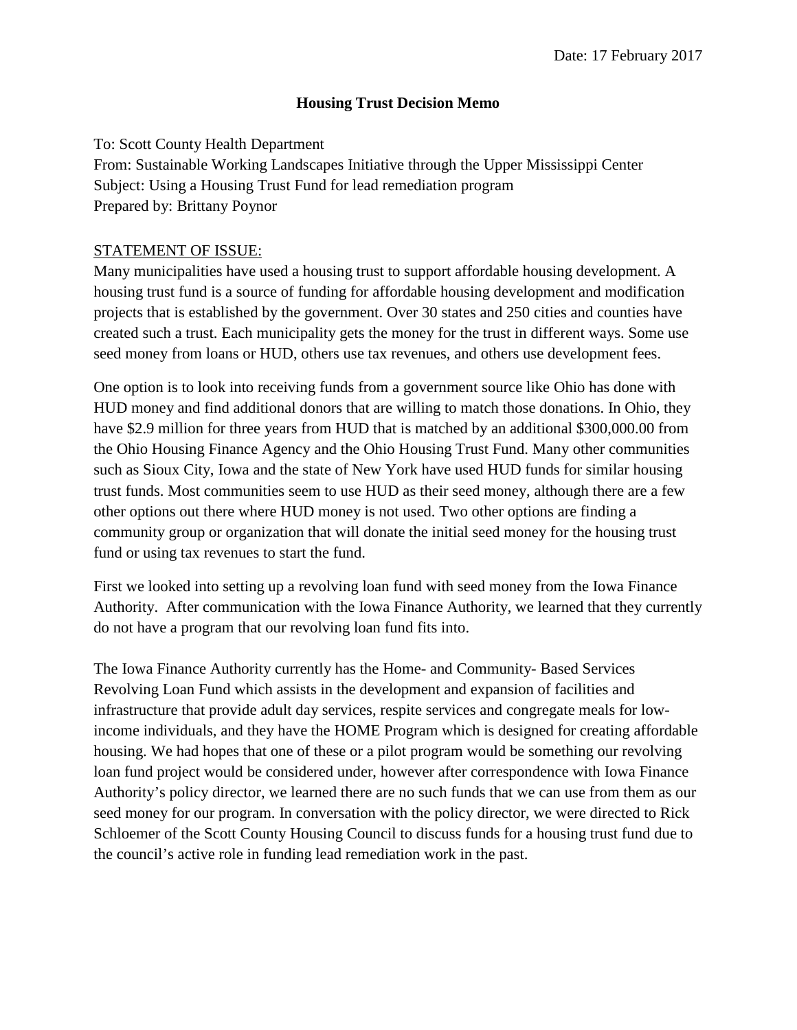Date: 17 February 2017

**Housing Trust Decision Memo**

To: Scott County Health Department
From: Sustainable Working Landscapes Initiative through the Upper Mississippi Center
Subject: Using a Housing Trust Fund for lead remediation program
Prepared by: Brittany Poynor

<u>STATEMENT OF ISSUE:</u>

Many municipalities have used a housing trust to support affordable housing development. A housing trust fund is a source of funding for affordable housing development and modification projects that is established by the government. Over 30 states and 250 cities and counties have created such a trust. Each municipality gets the money for the trust in different ways. Some use seed money from loans or HUD, others use tax revenues, and others use development fees.

One option is to look into receiving funds from a government source like Ohio has done with HUD money and find additional donors that are willing to match those donations. In Ohio, they have $2.9 million for three years from HUD that is matched by an additional $300,000.00 from the Ohio Housing Finance Agency and the Ohio Housing Trust Fund. Many other communities such as Sioux City, Iowa and the state of New York have used HUD funds for similar housing trust funds. Most communities seem to use HUD as their seed money, although there are a few other options out there where HUD money is not used. Two other options are finding a community group or organization that will donate the initial seed money for the housing trust fund or using tax revenues to start the fund.

First we looked into setting up a revolving loan fund with seed money from the Iowa Finance Authority. After communication with the Iowa Finance Authority, we learned that they currently do not have a program that our revolving loan fund fits into.

The Iowa Finance Authority currently has the Home- and Community- Based Services Revolving Loan Fund which assists in the development and expansion of facilities and infrastructure that provide adult day services, respite services and congregate meals for low-income individuals, and they have the HOME Program which is designed for creating affordable housing. We had hopes that one of these or a pilot program would be something our revolving loan fund project would be considered under, however after correspondence with Iowa Finance Authority's policy director, we learned there are no such funds that we can use from them as our seed money for our program. In conversation with the policy director, we were directed to Rick Schloemer of the Scott County Housing Council to discuss funds for a housing trust fund due to the council's active role in funding lead remediation work in the past.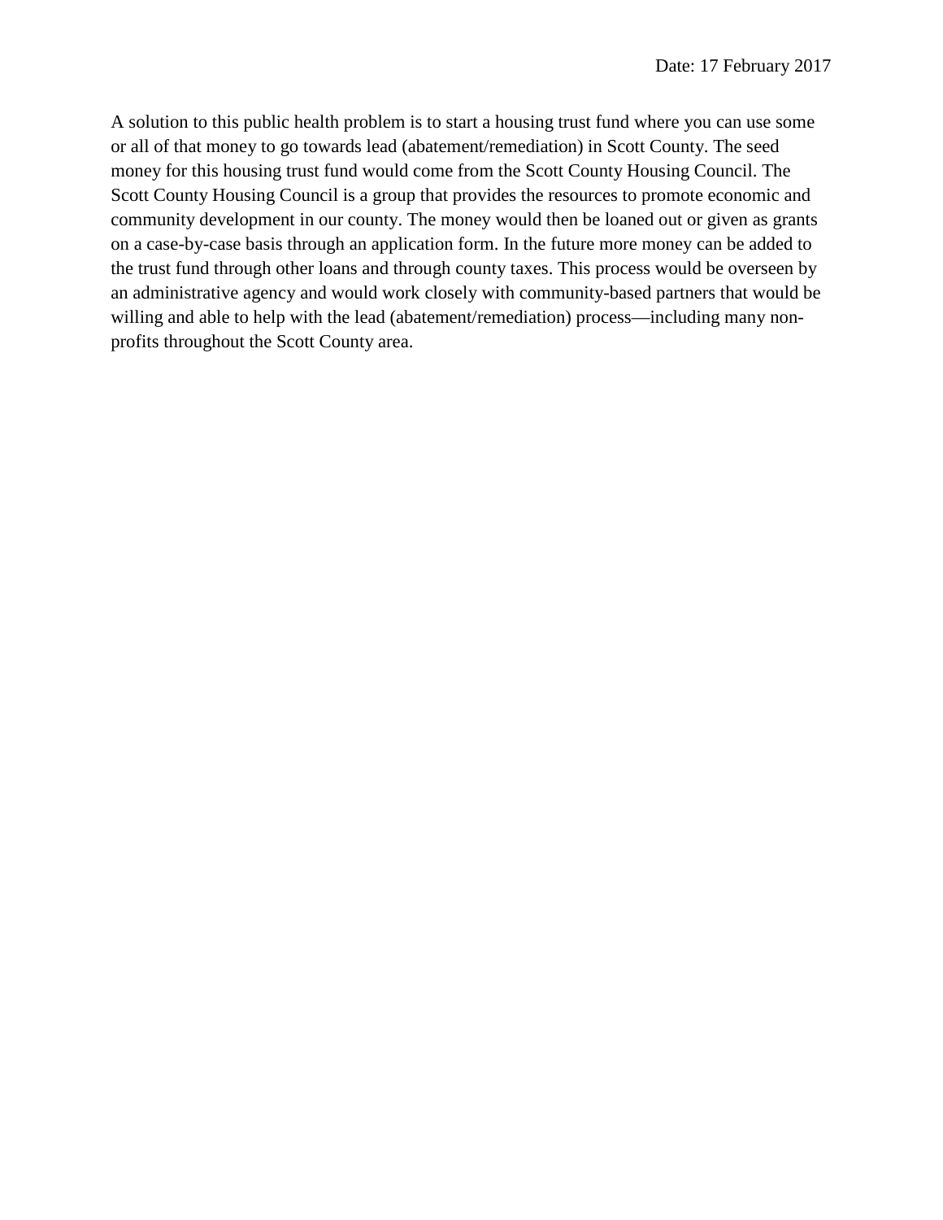Date: 17 February 2017

A solution to this public health problem is to start a housing trust fund where you can use some or all of that money to go towards lead (abatement/remediation) in Scott County. The seed money for this housing trust fund would come from the Scott County Housing Council. The Scott County Housing Council is a group that provides the resources to promote economic and community development in our county. The money would then be loaned out or given as grants on a case-by-case basis through an application form. In the future more money can be added to the trust fund through other loans and through county taxes. This process would be overseen by an administrative agency and would work closely with community-based partners that would be willing and able to help with the lead (abatement/remediation) process—including many non-profits throughout the Scott County area.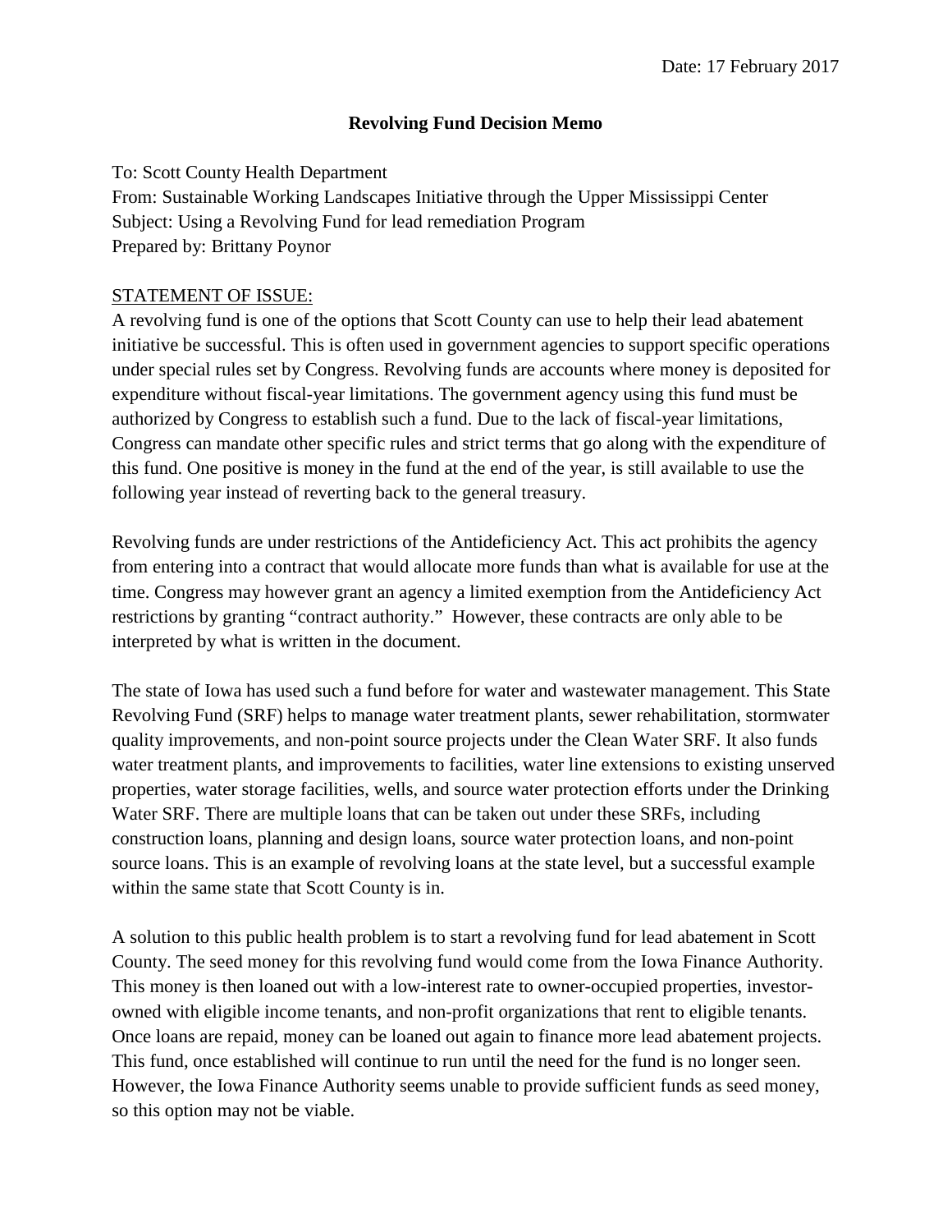Date: 17 February 2017

**Revolving Fund Decision Memo**

To: Scott County Health Department
From: Sustainable Working Landscapes Initiative through the Upper Mississippi Center
Subject: Using a Revolving Fund for lead remediation Program
Prepared by: Brittany Poynor

<u>STATEMENT OF ISSUE:</u>

A revolving fund is one of the options that Scott County can use to help their lead abatement initiative be successful. This is often used in government agencies to support specific operations under special rules set by Congress. Revolving funds are accounts where money is deposited for expenditure without fiscal-year limitations. The government agency using this fund must be authorized by Congress to establish such a fund. Due to the lack of fiscal-year limitations, Congress can mandate other specific rules and strict terms that go along with the expenditure of this fund. One positive is money in the fund at the end of the year, is still available to use the following year instead of reverting back to the general treasury.

Revolving funds are under restrictions of the Antideficiency Act. This act prohibits the agency from entering into a contract that would allocate more funds than what is available for use at the time. Congress may however grant an agency a limited exemption from the Antideficiency Act restrictions by granting "contract authority." However, these contracts are only able to be interpreted by what is written in the document.

The state of Iowa has used such a fund before for water and wastewater management. This State Revolving Fund (SRF) helps to manage water treatment plants, sewer rehabilitation, stormwater quality improvements, and non-point source projects under the Clean Water SRF. It also funds water treatment plants, and improvements to facilities, water line extensions to existing unserved properties, water storage facilities, wells, and source water protection efforts under the Drinking Water SRF. There are multiple loans that can be taken out under these SRFs, including construction loans, planning and design loans, source water protection loans, and non-point source loans. This is an example of revolving loans at the state level, but a successful example within the same state that Scott County is in.

A solution to this public health problem is to start a revolving fund for lead abatement in Scott County. The seed money for this revolving fund would come from the Iowa Finance Authority. This money is then loaned out with a low-interest rate to owner-occupied properties, investor-owned with eligible income tenants, and non-profit organizations that rent to eligible tenants. Once loans are repaid, money can be loaned out again to finance more lead abatement projects. This fund, once established will continue to run until the need for the fund is no longer seen. However, the Iowa Finance Authority seems unable to provide sufficient funds as seed money, so this option may not be viable.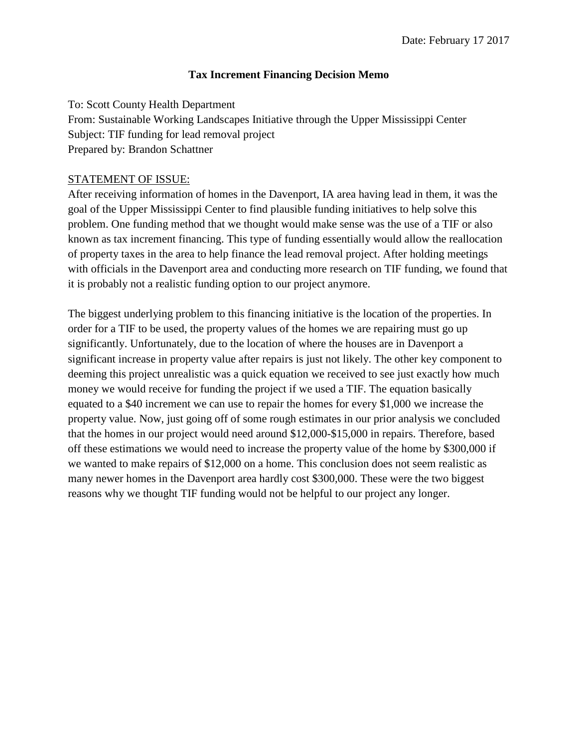Date: February 17 2017

**Tax Increment Financing Decision Memo**

To: Scott County Health Department
From: Sustainable Working Landscapes Initiative through the Upper Mississippi Center
Subject: TIF funding for lead removal project
Prepared by: Brandon Schattner

<u>STATEMENT OF ISSUE:</u>

After receiving information of homes in the Davenport, IA area having lead in them, it was the goal of the Upper Mississippi Center to find plausible funding initiatives to help solve this problem. One funding method that we thought would make sense was the use of a TIF or also known as tax increment financing. This type of funding essentially would allow the reallocation of property taxes in the area to help finance the lead removal project. After holding meetings with officials in the Davenport area and conducting more research on TIF funding, we found that it is probably not a realistic funding option to our project anymore.

The biggest underlying problem to this financing initiative is the location of the properties. In order for a TIF to be used, the property values of the homes we are repairing must go up significantly. Unfortunately, due to the location of where the houses are in Davenport a significant increase in property value after repairs is just not likely. The other key component to deeming this project unrealistic was a quick equation we received to see just exactly how much money we would receive for funding the project if we used a TIF. The equation basically equated to a $40 increment we can use to repair the homes for every $1,000 we increase the property value. Now, just going off of some rough estimates in our prior analysis we concluded that the homes in our project would need around $12,000-$15,000 in repairs. Therefore, based off these estimations we would need to increase the property value of the home by $300,000 if we wanted to make repairs of $12,000 on a home. This conclusion does not seem realistic as many newer homes in the Davenport area hardly cost $300,000. These were the two biggest reasons why we thought TIF funding would not be helpful to our project any longer.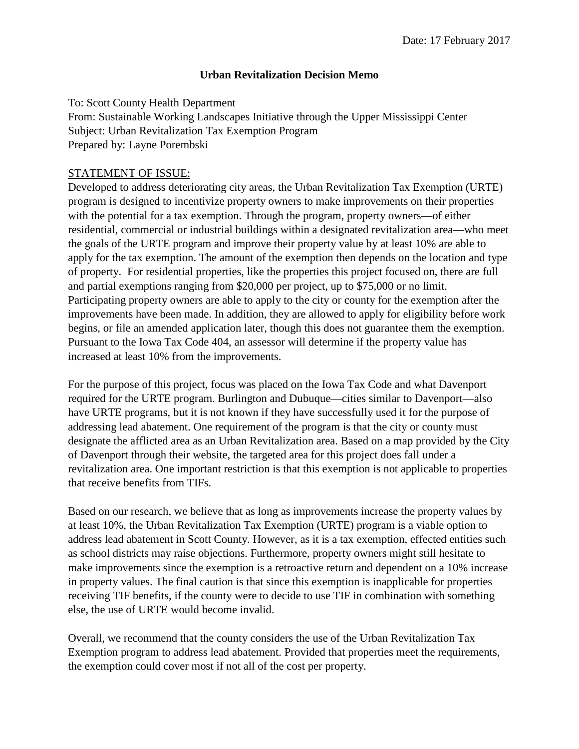Date: 17 February 2017

**Urban Revitalization Decision Memo**

To: Scott County Health Department
From: Sustainable Working Landscapes Initiative through the Upper Mississippi Center
Subject: Urban Revitalization Tax Exemption Program
Prepared by: Layne Porembski

STATEMENT OF ISSUE:

Developed to address deteriorating city areas, the Urban Revitalization Tax Exemption (URTE) program is designed to incentivize property owners to make improvements on their properties with the potential for a tax exemption. Through the program, property owners—of either residential, commercial or industrial buildings within a designated revitalization area—who meet the goals of the URTE program and improve their property value by at least 10% are able to apply for the tax exemption. The amount of the exemption then depends on the location and type of property. For residential properties, like the properties this project focused on, there are full and partial exemptions ranging from $20,000 per project, up to $75,000 or no limit. Participating property owners are able to apply to the city or county for the exemption after the improvements have been made. In addition, they are allowed to apply for eligibility before work begins, or file an amended application later, though this does not guarantee them the exemption. Pursuant to the Iowa Tax Code 404, an assessor will determine if the property value has increased at least 10% from the improvements.

For the purpose of this project, focus was placed on the Iowa Tax Code and what Davenport required for the URTE program. Burlington and Dubuque—cities similar to Davenport—also have URTE programs, but it is not known if they have successfully used it for the purpose of addressing lead abatement. One requirement of the program is that the city or county must designate the afflicted area as an Urban Revitalization area. Based on a map provided by the City of Davenport through their website, the targeted area for this project does fall under a revitalization area. One important restriction is that this exemption is not applicable to properties that receive benefits from TIFs.

Based on our research, we believe that as long as improvements increase the property values by at least 10%, the Urban Revitalization Tax Exemption (URTE) program is a viable option to address lead abatement in Scott County. However, as it is a tax exemption, effected entities such as school districts may raise objections. Furthermore, property owners might still hesitate to make improvements since the exemption is a retroactive return and dependent on a 10% increase in property values. The final caution is that since this exemption is inapplicable for properties receiving TIF benefits, if the county were to decide to use TIF in combination with something else, the use of URTE would become invalid.

Overall, we recommend that the county considers the use of the Urban Revitalization Tax Exemption program to address lead abatement. Provided that properties meet the requirements, the exemption could cover most if not all of the cost per property.